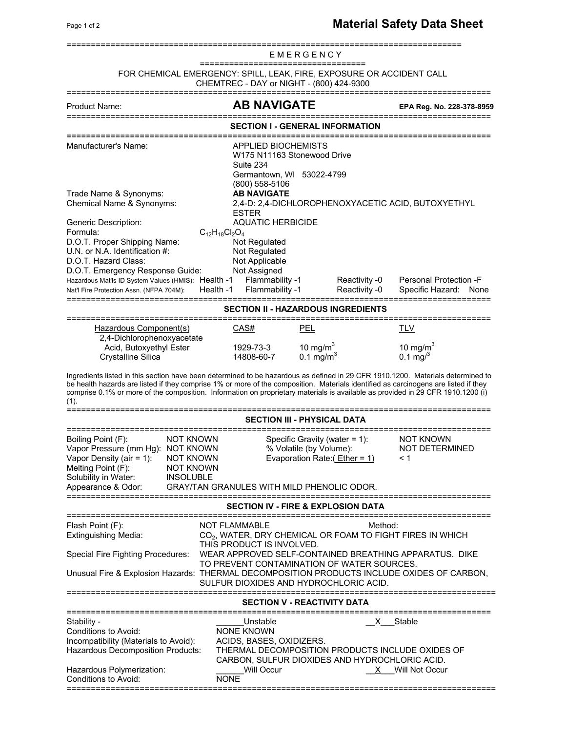# Material Safety Data Sheet

## EMERGENCY

FOR CHEMICAL EMERGENCY: SPILL, LEAK, FIRE, EXPOSURE OR ACCIDENT CALL
CHEMTREC - DAY or NIGHT - (800) 424-9300

Product Name: **AB NAVIGATE** **EPA Reg. No. 228-378-8959**

## SECTION I - GENERAL INFORMATION

Manufacturer's Name: APPLIED BIOCHEMISTS
W175 N11163 Stonewood Drive
Suite 234
Germantown, WI 53022-4799
(800) 558-5106

Trade Name & Synonyms: **AB NAVIGATE**
Chemical Name & Synonyms: 2,4-D: 2,4-DICHLOROPHENOXYACETIC ACID, BUTOXYETHYL ESTER
Generic Description: AQUATIC HERBICIDE
Formula: $C_{12}H_{18}Cl_2O_4$
D.O.T. Proper Shipping Name: Not Regulated
U.N. or N.A. Identification #: Not Regulated
D.O.T. Hazard Class: Not Applicable
D.O.T. Emergency Response Guide: Not Assigned

| | Health | Flammability | Reactivity | |
|---|---|---|---|---|
| Hazardous Mat'ls ID System Values (HMIS): | Health -1 | Flammability -1 | Reactivity -0 | Personal Protection -F |
| Nat'l Fire Protection Assn. (NFPA 704M): | Health -1 | Flammability -1 | Reactivity -0 | Specific Hazard: None |

## SECTION II - HAZARDOUS INGREDIENTS

| Hazardous Component(s) | CAS# | PEL | TLV |
|---|---|---|---|
| 2,4-Dichlorophenoxyacetate Acid, Butoxyethyl Ester | 1929-73-3 | 10 mg/m$^3$ | 10 mg/m$^3$ |
| Crystalline Silica | 14808-60-7 | 0.1 mg/m$^3$ | 0.1 mg/$^3$ |

Ingredients listed in this section have been determined to be hazardous as defined in 29 CFR 1910.1200. Materials determined to be health hazards are listed if they comprise 1% or more of the composition. Materials identified as carcinogens are listed if they comprise 0.1% or more of the composition. Information on proprietary materials is available as provided in 29 CFR 1910.1200 (i) (1).

## SECTION III - PHYSICAL DATA

Boiling Point (F): NOT KNOWN
Vapor Pressure (mm Hg): NOT KNOWN
Vapor Density (air = 1): NOT KNOWN
Melting Point (F): NOT KNOWN
Solubility in Water: INSOLUBLE
Specific Gravity (water = 1): NOT KNOWN
% Volatile (by Volume): NOT DETERMINED
Evaporation Rate:( Ether = 1) < 1
Appearance & Odor: GRAY/TAN GRANULES WITH MILD PHENOLIC ODOR.

## SECTION IV - FIRE & EXPLOSION DATA

Flash Point (F): NOT FLAMMABLE Method:
Extinguishing Media: $CO_2$, WATER, DRY CHEMICAL OR FOAM TO FIGHT FIRES IN WHICH THIS PRODUCT IS INVOLVED.
Special Fire Fighting Procedures: WEAR APPROVED SELF-CONTAINED BREATHING APPARATUS. DIKE TO PREVENT CONTAMINATION OF WATER SOURCES.
Unusual Fire & Explosion Hazards: THERMAL DECOMPOSITION PRODUCTS INCLUDE OXIDES OF CARBON, SULFUR DIOXIDES AND HYDROCHLORIC ACID.

## SECTION V - REACTIVITY DATA

Stability - ______Unstable __X__Stable
Conditions to Avoid: NONE KNOWN
Incompatibility (Materials to Avoid): ACIDS, BASES, OXIDIZERS.
Hazardous Decomposition Products: THERMAL DECOMPOSITION PRODUCTS INCLUDE OXIDES OF CARBON, SULFUR DIOXIDES AND HYDROCHLORIC ACID.
Hazardous Polymerization: ______Will Occur __X__Will Not Occur
Conditions to Avoid: NONE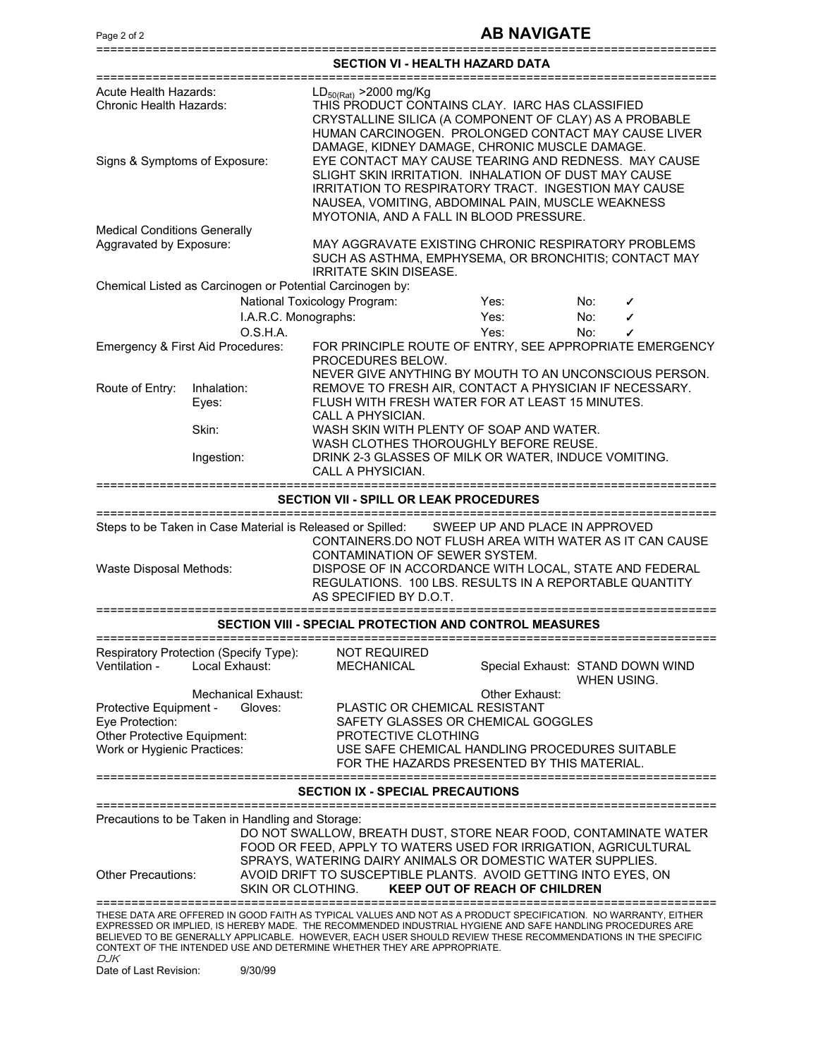# AB NAVIGATE

## SECTION VI - HEALTH HAZARD DATA

Acute Health Hazards: $LD_{50(Rat)}$ >2000 mg/Kg

Chronic Health Hazards: THIS PRODUCT CONTAINS CLAY. IARC HAS CLASSIFIED CRYSTALLINE SILICA (A COMPONENT OF CLAY) AS A PROBABLE HUMAN CARCINOGEN. PROLONGED CONTACT MAY CAUSE LIVER DAMAGE, KIDNEY DAMAGE, CHRONIC MUSCLE DAMAGE.

Signs & Symptoms of Exposure: EYE CONTACT MAY CAUSE TEARING AND REDNESS. MAY CAUSE SLIGHT SKIN IRRITATION. INHALATION OF DUST MAY CAUSE IRRITATION TO RESPIRATORY TRACT. INGESTION MAY CAUSE NAUSEA, VOMITING, ABDOMINAL PAIN, MUSCLE WEAKNESS MYOTONIA, AND A FALL IN BLOOD PRESSURE.

Medical Conditions Generally Aggravated by Exposure: MAY AGGRAVATE EXISTING CHRONIC RESPIRATORY PROBLEMS SUCH AS ASTHMA, EMPHYSEMA, OR BRONCHITIS; CONTACT MAY IRRITATE SKIN DISEASE.

Chemical Listed as Carcinogen or Potential Carcinogen by:

| | Yes: | No: |
|---|---|---|
| National Toxicology Program: | | ✓ |
| I.A.R.C. Monographs: | | ✓ |
| O.S.H.A. | | ✓ |

Emergency & First Aid Procedures: FOR PRINCIPLE ROUTE OF ENTRY, SEE APPROPRIATE EMERGENCY PROCEDURES BELOW.
NEVER GIVE ANYTHING BY MOUTH TO AN UNCONSCIOUS PERSON.

Route of Entry:

- Inhalation: REMOVE TO FRESH AIR, CONTACT A PHYSICIAN IF NECESSARY.
- Eyes: FLUSH WITH FRESH WATER FOR AT LEAST 15 MINUTES. CALL A PHYSICIAN.
- Skin: WASH SKIN WITH PLENTY OF SOAP AND WATER. WASH CLOTHES THOROUGHLY BEFORE REUSE.
- Ingestion: DRINK 2-3 GLASSES OF MILK OR WATER, INDUCE VOMITING. CALL A PHYSICIAN.

## SECTION VII - SPILL OR LEAK PROCEDURES

Steps to be Taken in Case Material is Released or Spilled: SWEEP UP AND PLACE IN APPROVED CONTAINERS.DO NOT FLUSH AREA WITH WATER AS IT CAN CAUSE CONTAMINATION OF SEWER SYSTEM.

Waste Disposal Methods: DISPOSE OF IN ACCORDANCE WITH LOCAL, STATE AND FEDERAL REGULATIONS. 100 LBS. RESULTS IN A REPORTABLE QUANTITY AS SPECIFIED BY D.O.T.

## SECTION VIII - SPECIAL PROTECTION AND CONTROL MEASURES

Respiratory Protection (Specify Type): NOT REQUIRED

Ventilation - Local Exhaust: MECHANICAL    Special Exhaust: STAND DOWN WIND WHEN USING.

Mechanical Exhaust:    Other Exhaust:

Protective Equipment - Gloves: PLASTIC OR CHEMICAL RESISTANT

Eye Protection: SAFETY GLASSES OR CHEMICAL GOGGLES

Other Protective Equipment: PROTECTIVE CLOTHING

Work or Hygienic Practices: USE SAFE CHEMICAL HANDLING PROCEDURES SUITABLE FOR THE HAZARDS PRESENTED BY THIS MATERIAL.

## SECTION IX - SPECIAL PRECAUTIONS

Precautions to be Taken in Handling and Storage:
DO NOT SWALLOW, BREATH DUST, STORE NEAR FOOD, CONTAMINATE WATER FOOD OR FEED, APPLY TO WATERS USED FOR IRRIGATION, AGRICULTURAL SPRAYS, WATERING DAIRY ANIMALS OR DOMESTIC WATER SUPPLIES.

Other Precautions: AVOID DRIFT TO SUSCEPTIBLE PLANTS. AVOID GETTING INTO EYES, ON SKIN OR CLOTHING. **KEEP OUT OF REACH OF CHILDREN**

THESE DATA ARE OFFERED IN GOOD FAITH AS TYPICAL VALUES AND NOT AS A PRODUCT SPECIFICATION. NO WARRANTY, EITHER EXPRESSED OR IMPLIED, IS HEREBY MADE. THE RECOMMENDED INDUSTRIAL HYGIENE AND SAFE HANDLING PROCEDURES ARE BELIEVED TO BE GENERALLY APPLICABLE. HOWEVER, EACH USER SHOULD REVIEW THESE RECOMMENDATIONS IN THE SPECIFIC CONTEXT OF THE INTENDED USE AND DETERMINE WHETHER THEY ARE APPROPRIATE.

*DJK*

Date of Last Revision: 9/30/99